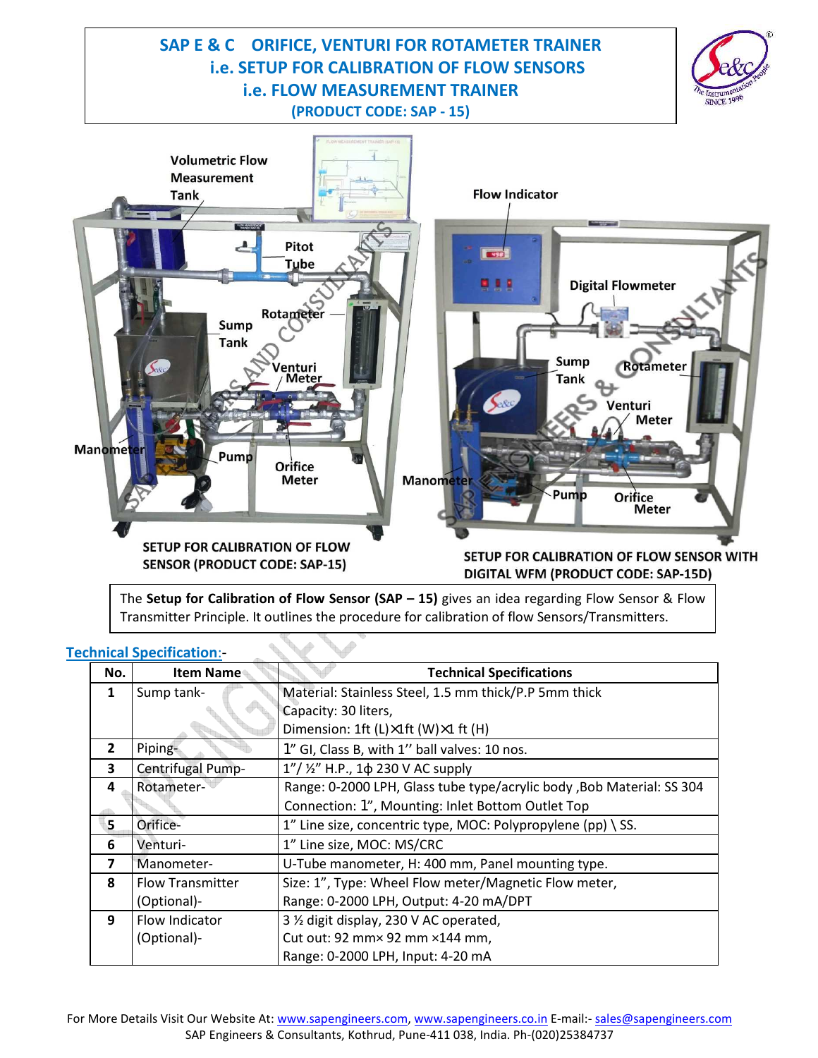# SAP E & C ORIFICE, VENTURI FOR ROTAMETER TRAINER
## i.e. SETUP FOR CALIBRATION OF FLOW SENSORS
## i.e. FLOW MEASUREMENT TRAINER
### (PRODUCT CODE: SAP - 15)

Volumetric Flow Measurement Tank, Pitot Tube, Rotameter, Sump Tank, Venturi Meter, Manometer, Pump, Orifice Meter

**SETUP FOR CALIBRATION OF FLOW SENSOR (PRODUCT CODE: SAP-15)**

Flow Indicator, Digital Flowmeter, Sump Tank, Rotameter, Venturi Meter, Manometer, Pump, Orifice Meter

**SETUP FOR CALIBRATION OF FLOW SENSOR WITH DIGITAL WFM (PRODUCT CODE: SAP-15D)**

The **Setup for Calibration of Flow Sensor (SAP – 15)** gives an idea regarding Flow Sensor & Flow Transmitter Principle. It outlines the procedure for calibration of flow Sensors/Transmitters.

## Technical Specification:-

| No. | Item Name | Technical Specifications |
|---|---|---|
| 1 | Sump tank- | Material: Stainless Steel, 1.5 mm thick/P.P 5mm thick<br>Capacity: 30 liters,<br>Dimension: 1ft (L)×1ft (W)×1 ft (H) |
| 2 | Piping- | 1" GI, Class B, with 1" ball valves: 10 nos. |
| 3 | Centrifugal Pump- | 1"/ ½" H.P., 1ϕ 230 V AC supply |
| 4 | Rotameter- | Range: 0-2000 LPH, Glass tube type/acrylic body ,Bob Material: SS 304<br>Connection: 1", Mounting: Inlet Bottom Outlet Top |
| 5 | Orifice- | 1" Line size, concentric type, MOC: Polypropylene (pp) \ SS. |
| 6 | Venturi- | 1" Line size, MOC: MS/CRC |
| 7 | Manometer- | U-Tube manometer, H: 400 mm, Panel mounting type. |
| 8 | Flow Transmitter (Optional)- | Size: 1", Type: Wheel Flow meter/Magnetic Flow meter,<br>Range: 0-2000 LPH, Output: 4-20 mA/DPT |
| 9 | Flow Indicator (Optional)- | 3 ½ digit display, 230 V AC operated,<br>Cut out: 92 mm× 92 mm ×144 mm,<br>Range: 0-2000 LPH, Input: 4-20 mA |

For More Details Visit Our Website At: www.sapengineers.com, www.sapengineers.co.in E-mail:- sales@sapengineers.com
SAP Engineers & Consultants, Kothrud, Pune-411 038, India. Ph-(020)25384737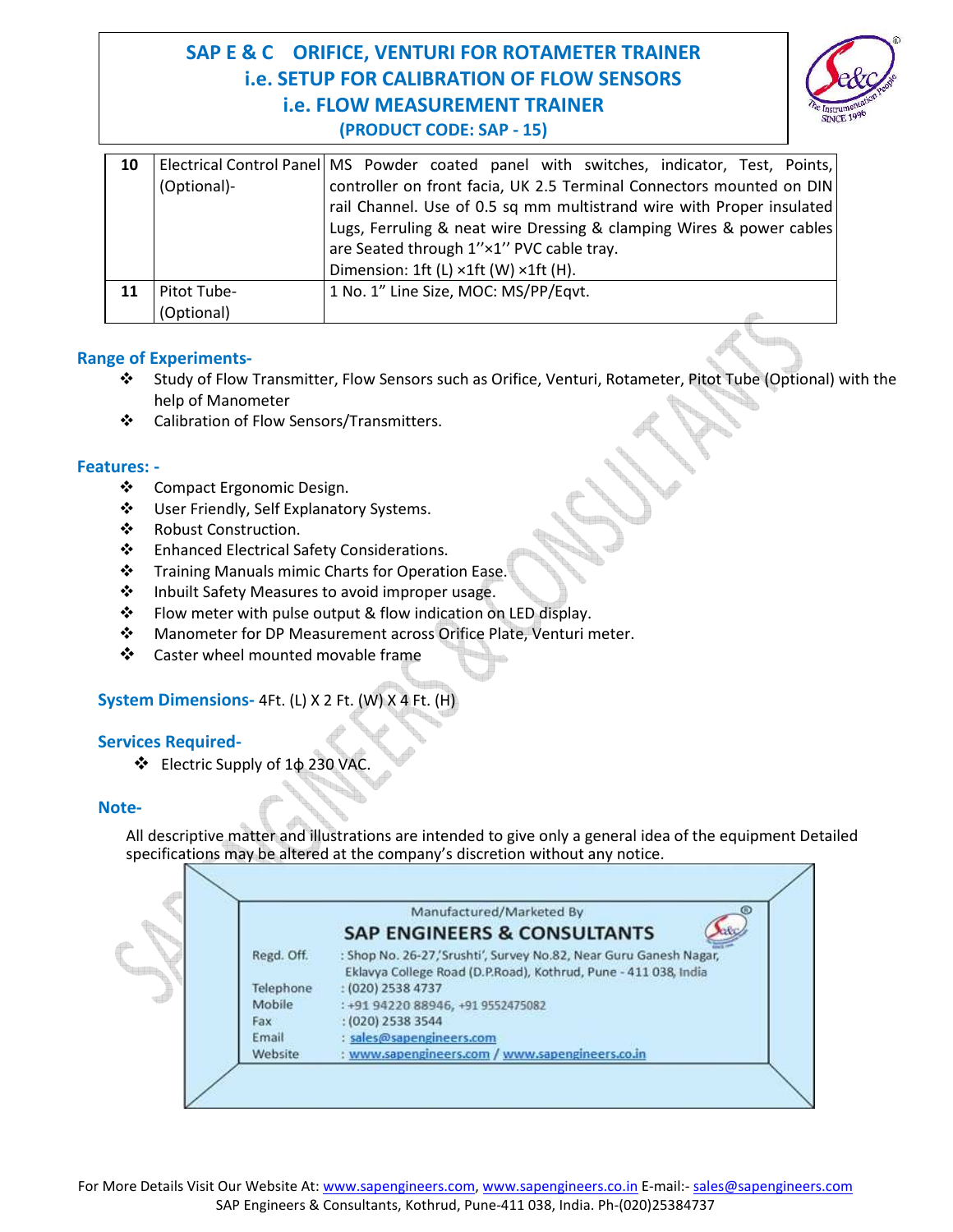| | | |
|---|---|---|
| **10** | Electrical Control Panel (Optional)- | MS Powder coated panel with switches, indicator, Test, Points, controller on front facia, UK 2.5 Terminal Connectors mounted on DIN rail Channel. Use of 0.5 sq mm multistrand wire with Proper insulated Lugs, Ferruling & neat wire Dressing & clamping Wires & power cables are Seated through 1''×1'' PVC cable tray. Dimension: 1ft (L) ×1ft (W) ×1ft (H). |
| **11** | Pitot Tube- (Optional) | 1 No. 1" Line Size, MOC: MS/PP/Eqvt. |

## Range of Experiments-

- Study of Flow Transmitter, Flow Sensors such as Orifice, Venturi, Rotameter, Pitot Tube (Optional) with the help of Manometer
- Calibration of Flow Sensors/Transmitters.

## Features: -

- Compact Ergonomic Design.
- User Friendly, Self Explanatory Systems.
- Robust Construction.
- Enhanced Electrical Safety Considerations.
- Training Manuals mimic Charts for Operation Ease.
- Inbuilt Safety Measures to avoid improper usage.
- Flow meter with pulse output & flow indication on LED display.
- Manometer for DP Measurement across Orifice Plate, Venturi meter.
- Caster wheel mounted movable frame

**System Dimensions-** 4Ft. (L) X 2 Ft. (W) X 4 Ft. (H)

## Services Required-

- Electric Supply of 1ϕ 230 VAC.

## Note-

All descriptive matter and illustrations are intended to give only a general idea of the equipment Detailed specifications may be altered at the company's discretion without any notice.

Manufactured/Marketed By

**SAP ENGINEERS & CONSULTANTS**

| | |
|---|---|
| Regd. Off. | : Shop No. 26-27,'Srushti', Survey No.82, Near Guru Ganesh Nagar, Eklavya College Road (D.P.Road), Kothrud, Pune - 411 038, India |
| Telephone | : (020) 2538 4737 |
| Mobile | : +91 94220 88946, +91 9552475082 |
| Fax | : (020) 2538 3544 |
| Email | : sales@sapengineers.com |
| Website | : www.sapengineers.com / www.sapengineers.co.in |